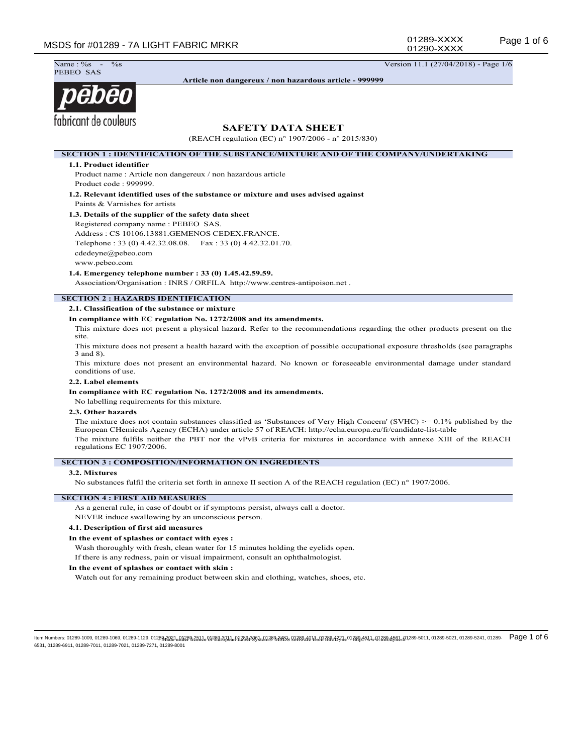Name : %s - %s
PEBEO SAS

Version 11.1 (27/04/2018) - Page 1/6

**Article non dangereux / non hazardous article - 999999**

# SAFETY DATA SHEET

(REACH regulation (EC) n° 1907/2006 - n° 2015/830)

## SECTION 1 : IDENTIFICATION OF THE SUBSTANCE/MIXTURE AND OF THE COMPANY/UNDERTAKING

### 1.1. Product identifier

Product name : Article non dangereux / non hazardous article
Product code : 999999.

### 1.2. Relevant identified uses of the substance or mixture and uses advised against

Paints & Varnishes for artists

### 1.3. Details of the supplier of the safety data sheet

Registered company name : PEBEO SAS.
Address : CS 10106.13881.GEMENOS CEDEX.FRANCE.
Telephone : 33 (0) 4.42.32.08.08. Fax : 33 (0) 4.42.32.01.70.
cdedeyne@pebeo.com
www.pebeo.com

### 1.4. Emergency telephone number : 33 (0) 1.45.42.59.59.

Association/Organisation : INRS / ORFILA http://www.centres-antipoison.net .

## SECTION 2 : HAZARDS IDENTIFICATION

### 2.1. Classification of the substance or mixture

**In compliance with EC regulation No. 1272/2008 and its amendments.**

This mixture does not present a physical hazard. Refer to the recommendations regarding the other products present on the site.

This mixture does not present a health hazard with the exception of possible occupational exposure thresholds (see paragraphs 3 and 8).

This mixture does not present an environmental hazard. No known or foreseeable environmental damage under standard conditions of use.

### 2.2. Label elements

**In compliance with EC regulation No. 1272/2008 and its amendments.**

No labelling requirements for this mixture.

### 2.3. Other hazards

The mixture does not contain substances classified as 'Substances of Very High Concern' (SVHC) >= 0.1% published by the European CHemicals Agency (ECHA) under article 57 of REACH: http://echa.europa.eu/fr/candidate-list-table

The mixture fulfils neither the PBT nor the vPvB criteria for mixtures in accordance with annexe XIII of the REACH regulations EC 1907/2006.

## SECTION 3 : COMPOSITION/INFORMATION ON INGREDIENTS

### 3.2. Mixtures

No substances fulfil the criteria set forth in annexe II section A of the REACH regulation (EC) n° 1907/2006.

## SECTION 4 : FIRST AID MEASURES

As a general rule, in case of doubt or if symptoms persist, always call a doctor.
NEVER induce swallowing by an unconscious person.

### 4.1. Description of first aid measures

**In the event of splashes or contact with eyes :**

Wash thoroughly with fresh, clean water for 15 minutes holding the eyelids open.
If there is any redness, pain or visual impairment, consult an ophthalmologist.

**In the event of splashes or contact with skin :**

Watch out for any remaining product between skin and clothing, watches, shoes, etc.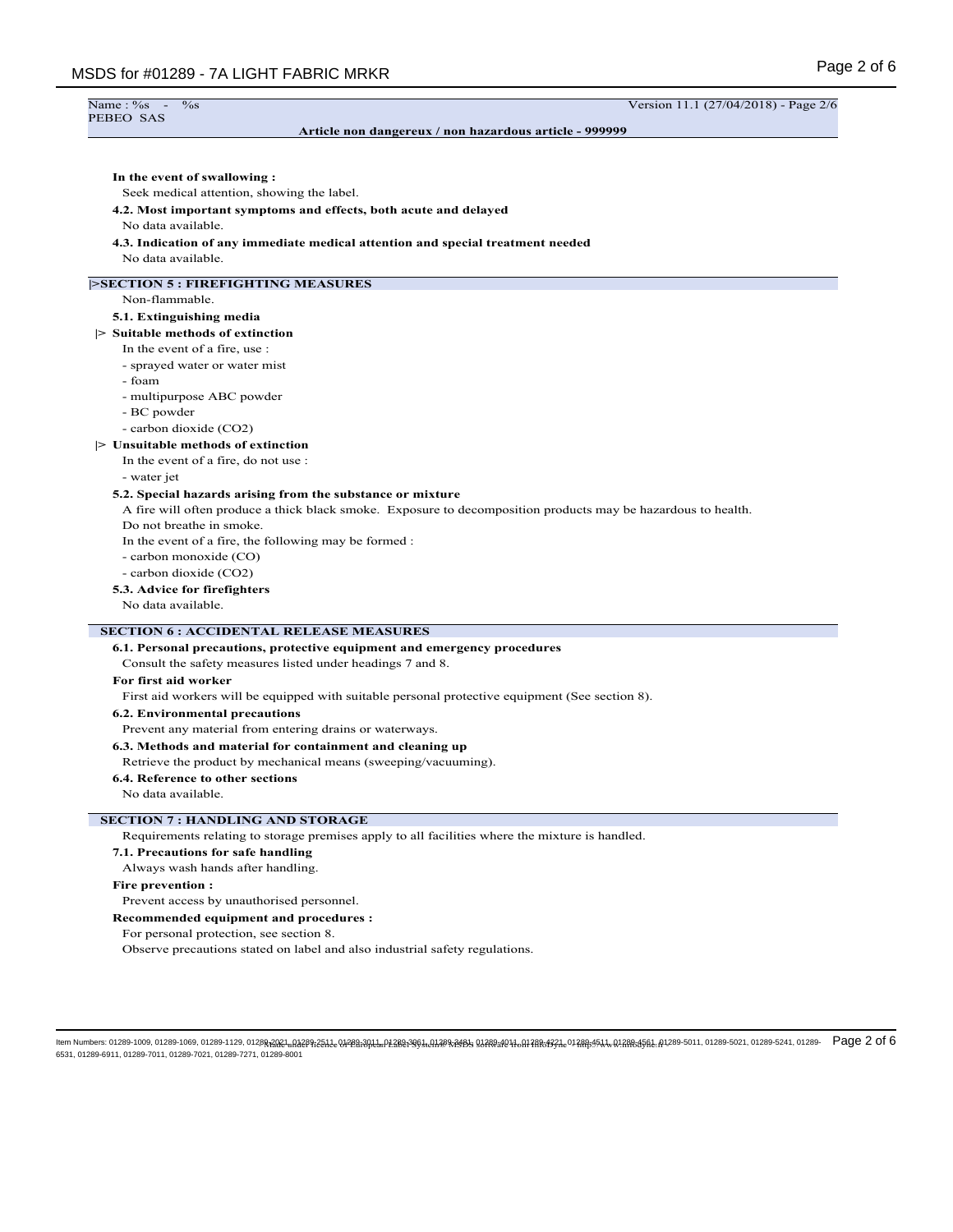In the event of swallowing :

Seek medical attention, showing the label.

**4.2. Most important symptoms and effects, both acute and delayed**

No data available.

**4.3. Indication of any immediate medical attention and special treatment needed**

No data available.

## |>SECTION 5 : FIREFIGHTING MEASURES

Non-flammable.

**5.1. Extinguishing media**

**|> Suitable methods of extinction**

In the event of a fire, use :

- sprayed water or water mist
- foam
- multipurpose ABC powder
- BC powder
- carbon dioxide ($CO_2$)

**|> Unsuitable methods of extinction**

In the event of a fire, do not use :

- water jet

**5.2. Special hazards arising from the substance or mixture**

A fire will often produce a thick black smoke. Exposure to decomposition products may be hazardous to health.

Do not breathe in smoke.

In the event of a fire, the following may be formed :

- carbon monoxide (CO)
- carbon dioxide ($CO_2$)

**5.3. Advice for firefighters**

No data available.

## SECTION 6 : ACCIDENTAL RELEASE MEASURES

**6.1. Personal precautions, protective equipment and emergency procedures**

Consult the safety measures listed under headings 7 and 8.

**For first aid worker**

First aid workers will be equipped with suitable personal protective equipment (See section 8).

**6.2. Environmental precautions**

Prevent any material from entering drains or waterways.

**6.3. Methods and material for containment and cleaning up**

Retrieve the product by mechanical means (sweeping/vacuuming).

**6.4. Reference to other sections**

No data available.

## SECTION 7 : HANDLING AND STORAGE

Requirements relating to storage premises apply to all facilities where the mixture is handled.

**7.1. Precautions for safe handling**

Always wash hands after handling.

**Fire prevention :**

Prevent access by unauthorised personnel.

**Recommended equipment and procedures :**

For personal protection, see section 8.

Observe precautions stated on label and also industrial safety regulations.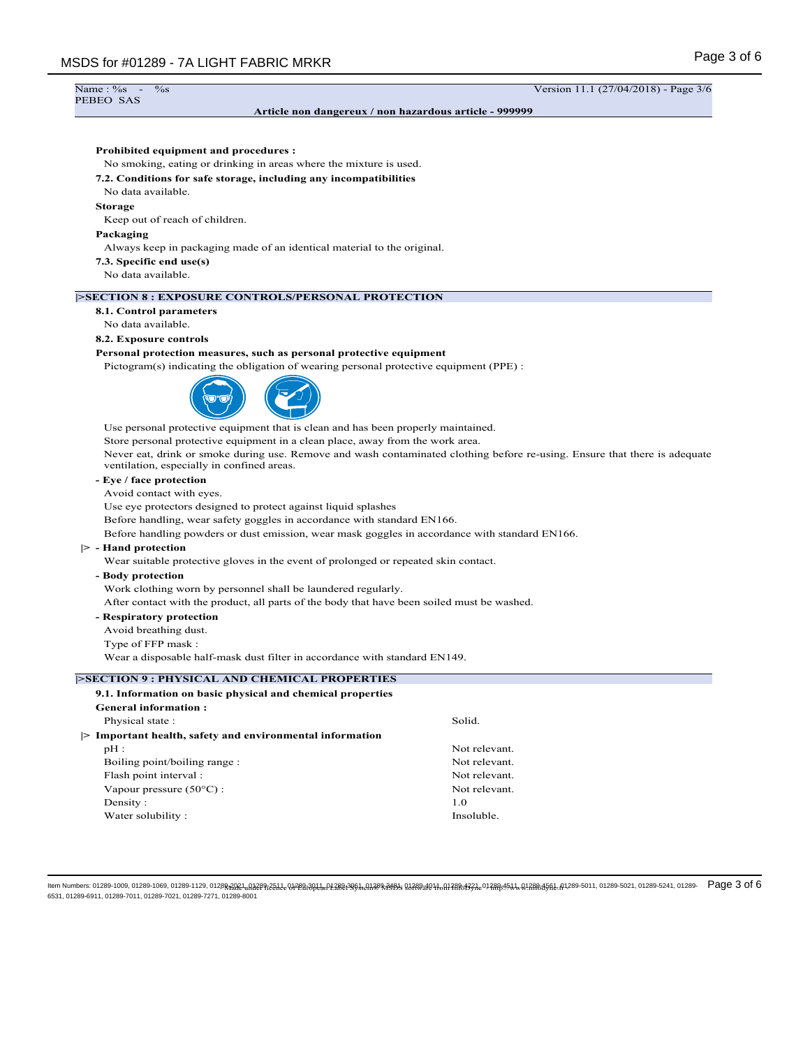Name : %s - %s
PEBEO SAS

Version 11.1 (27/04/2018) - Page 3/6

**Article non dangereux / non hazardous article - 999999**

**Prohibited equipment and procedures :**

No smoking, eating or drinking in areas where the mixture is used.

**7.2. Conditions for safe storage, including any incompatibilities**

No data available.

**Storage**

Keep out of reach of children.

**Packaging**

Always keep in packaging made of an identical material to the original.

**7.3. Specific end use(s)**

No data available.

## |>SECTION 8 : EXPOSURE CONTROLS/PERSONAL PROTECTION

**8.1. Control parameters**

No data available.

**8.2. Exposure controls**

**Personal protection measures, such as personal protective equipment**

Pictogram(s) indicating the obligation of wearing personal protective equipment (PPE) :

Use personal protective equipment that is clean and has been properly maintained.

Store personal protective equipment in a clean place, away from the work area.

Never eat, drink or smoke during use. Remove and wash contaminated clothing before re-using. Ensure that there is adequate ventilation, especially in confined areas.

**- Eye / face protection**

Avoid contact with eyes.

Use eye protectors designed to protect against liquid splashes

Before handling, wear safety goggles in accordance with standard EN166.

Before handling powders or dust emission, wear mask goggles in accordance with standard EN166.

|> **- Hand protection**

Wear suitable protective gloves in the event of prolonged or repeated skin contact.

**- Body protection**

Work clothing worn by personnel shall be laundered regularly.

After contact with the product, all parts of the body that have been soiled must be washed.

**- Respiratory protection**

Avoid breathing dust.

Type of FFP mask :

Wear a disposable half-mask dust filter in accordance with standard EN149.

## |>SECTION 9 : PHYSICAL AND CHEMICAL PROPERTIES

**9.1. Information on basic physical and chemical properties**

**General information :**

| | |
|---|---|
| Physical state : | Solid. |

|> **Important health, safety and environmental information**

| | |
|---|---|
| pH : | Not relevant. |
| Boiling point/boiling range : | Not relevant. |
| Flash point interval : | Not relevant. |
| Vapour pressure (50°C) : | Not relevant. |
| Density : | 1.0 |
| Water solubility : | Insoluble. |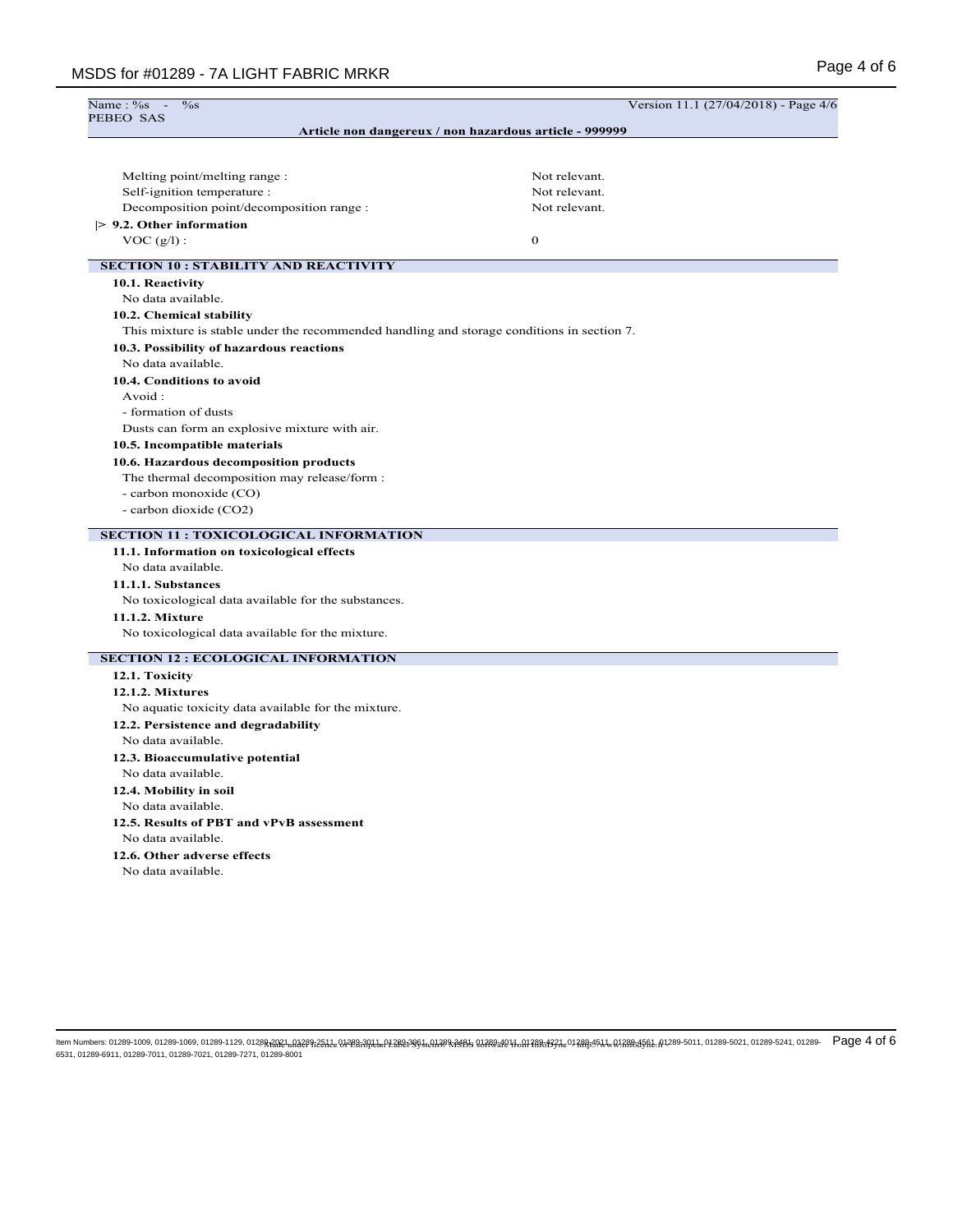Melting point/melting range : Not relevant.

Self-ignition temperature : Not relevant.

Decomposition point/decomposition range : Not relevant.

**|> 9.2. Other information**

VOC (g/l) : 0

## SECTION 10 : STABILITY AND REACTIVITY

**10.1. Reactivity**

No data available.

**10.2. Chemical stability**

This mixture is stable under the recommended handling and storage conditions in section 7.

**10.3. Possibility of hazardous reactions**

No data available.

**10.4. Conditions to avoid**

Avoid :

- formation of dusts

Dusts can form an explosive mixture with air.

**10.5. Incompatible materials**

**10.6. Hazardous decomposition products**

The thermal decomposition may release/form :

- carbon monoxide (CO)
- carbon dioxide ($CO_2$)

## SECTION 11 : TOXICOLOGICAL INFORMATION

**11.1. Information on toxicological effects**

No data available.

**11.1.1. Substances**

No toxicological data available for the substances.

**11.1.2. Mixture**

No toxicological data available for the mixture.

## SECTION 12 : ECOLOGICAL INFORMATION

**12.1. Toxicity**

**12.1.2. Mixtures**

No aquatic toxicity data available for the mixture.

**12.2. Persistence and degradability**

No data available.

**12.3. Bioaccumulative potential**

No data available.

**12.4. Mobility in soil**

No data available.

**12.5. Results of PBT and vPvB assessment**

No data available.

**12.6. Other adverse effects**

No data available.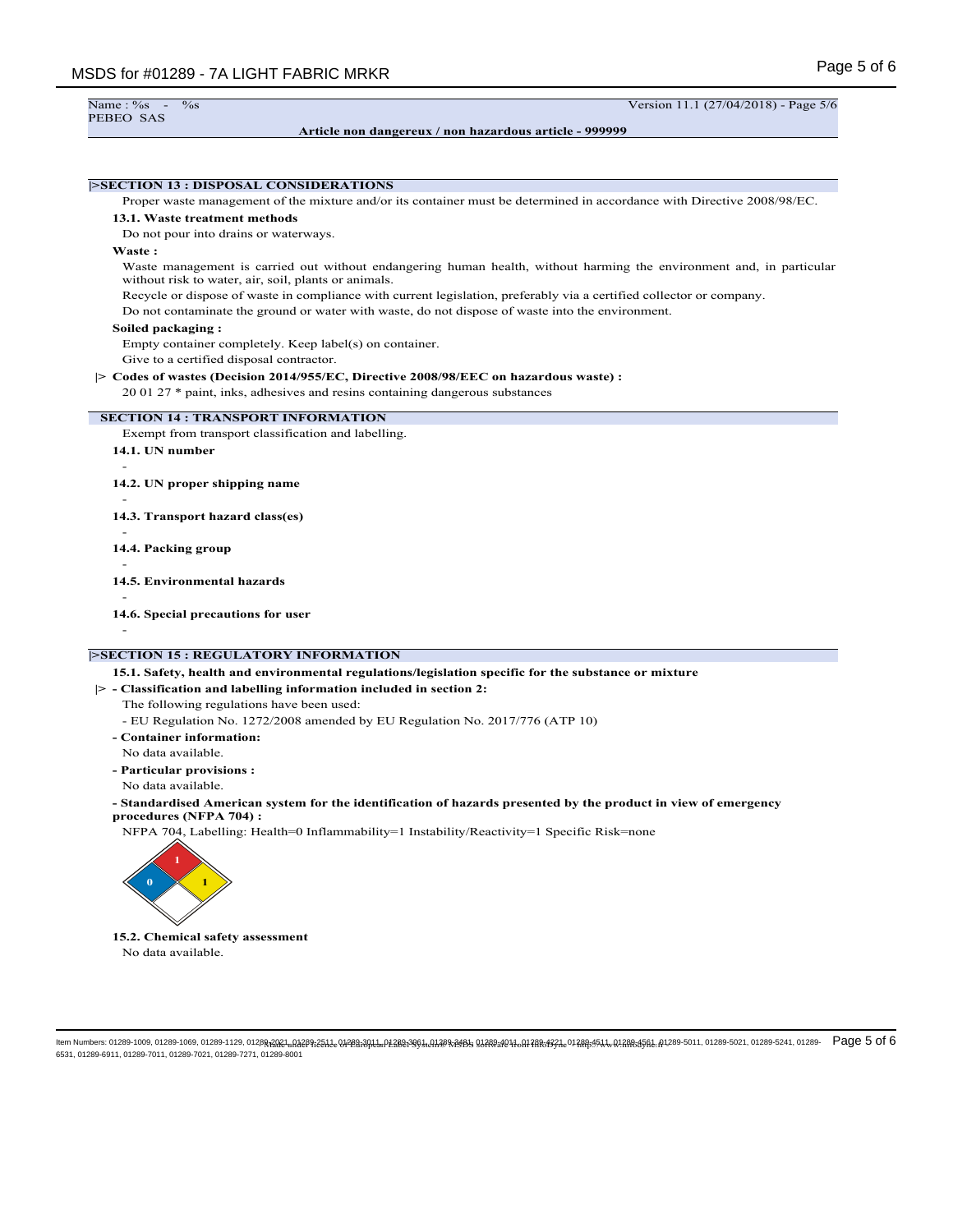Name : %s - %s
PEBEO SAS

Version 11.1 (27/04/2018) - Page 5/6

**Article non dangereux / non hazardous article - 999999**

## |>SECTION 13 : DISPOSAL CONSIDERATIONS

Proper waste management of the mixture and/or its container must be determined in accordance with Directive 2008/98/EC.

**13.1. Waste treatment methods**

Do not pour into drains or waterways.

**Waste :**

Waste management is carried out without endangering human health, without harming the environment and, in particular without risk to water, air, soil, plants or animals.

Recycle or dispose of waste in compliance with current legislation, preferably via a certified collector or company.

Do not contaminate the ground or water with waste, do not dispose of waste into the environment.

**Soiled packaging :**

Empty container completely. Keep label(s) on container.

Give to a certified disposal contractor.

|> **Codes of wastes (Decision 2014/955/EC, Directive 2008/98/EEC on hazardous waste) :**

20 01 27 * paint, inks, adhesives and resins containing dangerous substances

## SECTION 14 : TRANSPORT INFORMATION

Exempt from transport classification and labelling.

**14.1. UN number**

-

**14.2. UN proper shipping name**

-

**14.3. Transport hazard class(es)**

-

**14.4. Packing group**

-

**14.5. Environmental hazards**

-

**14.6. Special precautions for user**

-

## |>SECTION 15 : REGULATORY INFORMATION

**15.1. Safety, health and environmental regulations/legislation specific for the substance or mixture**

|> **- Classification and labelling information included in section 2:**

The following regulations have been used:

- EU Regulation No. 1272/2008 amended by EU Regulation No. 2017/776 (ATP 10)

**- Container information:**

No data available.

**- Particular provisions :**

No data available.

**- Standardised American system for the identification of hazards presented by the product in view of emergency procedures (NFPA 704) :**

NFPA 704, Labelling: Health=0 Inflammability=1 Instability/Reactivity=1 Specific Risk=none

**15.2. Chemical safety assessment**

No data available.

Item Numbers: 01289-1009, 01289-1069, 01289-1129, 01289-2021, 01289-2511, 01289-3011, 01289-3061, 01289-3481, 01289-4011, 01289-4221, 01289-4511, 01289-4561, 01289-5011, 01289-5021, 01289-5241, 01289-6531, 01289-6911, 01289-7011, 01289-7021, 01289-7271, 01289-8001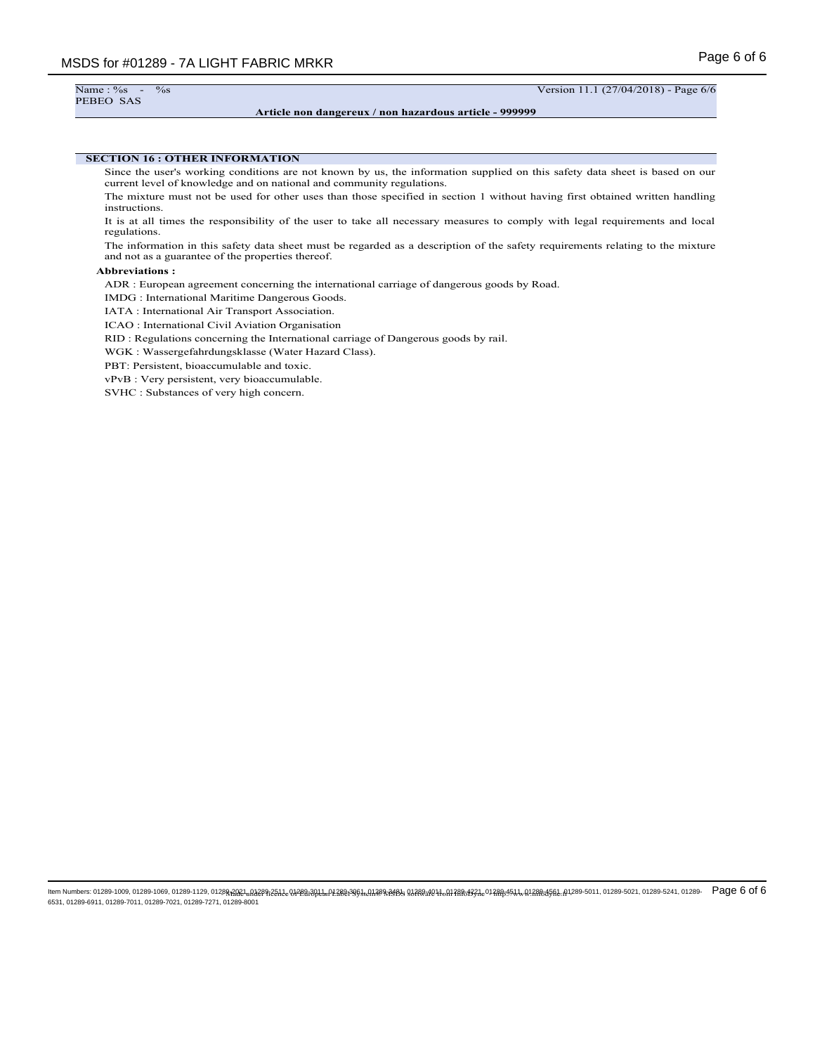## SECTION 16 : OTHER INFORMATION

Since the user's working conditions are not known by us, the information supplied on this safety data sheet is based on our current level of knowledge and on national and community regulations.

The mixture must not be used for other uses than those specified in section 1 without having first obtained written handling instructions.

It is at all times the responsibility of the user to take all necessary measures to comply with legal requirements and local regulations.

The information in this safety data sheet must be regarded as a description of the safety requirements relating to the mixture and not as a guarantee of the properties thereof.

**Abbreviations :**

ADR : European agreement concerning the international carriage of dangerous goods by Road.

IMDG : International Maritime Dangerous Goods.

IATA : International Air Transport Association.

ICAO : International Civil Aviation Organisation

RID : Regulations concerning the International carriage of Dangerous goods by rail.

WGK : Wassergefahrdungsklasse (Water Hazard Class).

PBT: Persistent, bioaccumulable and toxic.

vPvB : Very persistent, very bioaccumulable.

SVHC : Substances of very high concern.